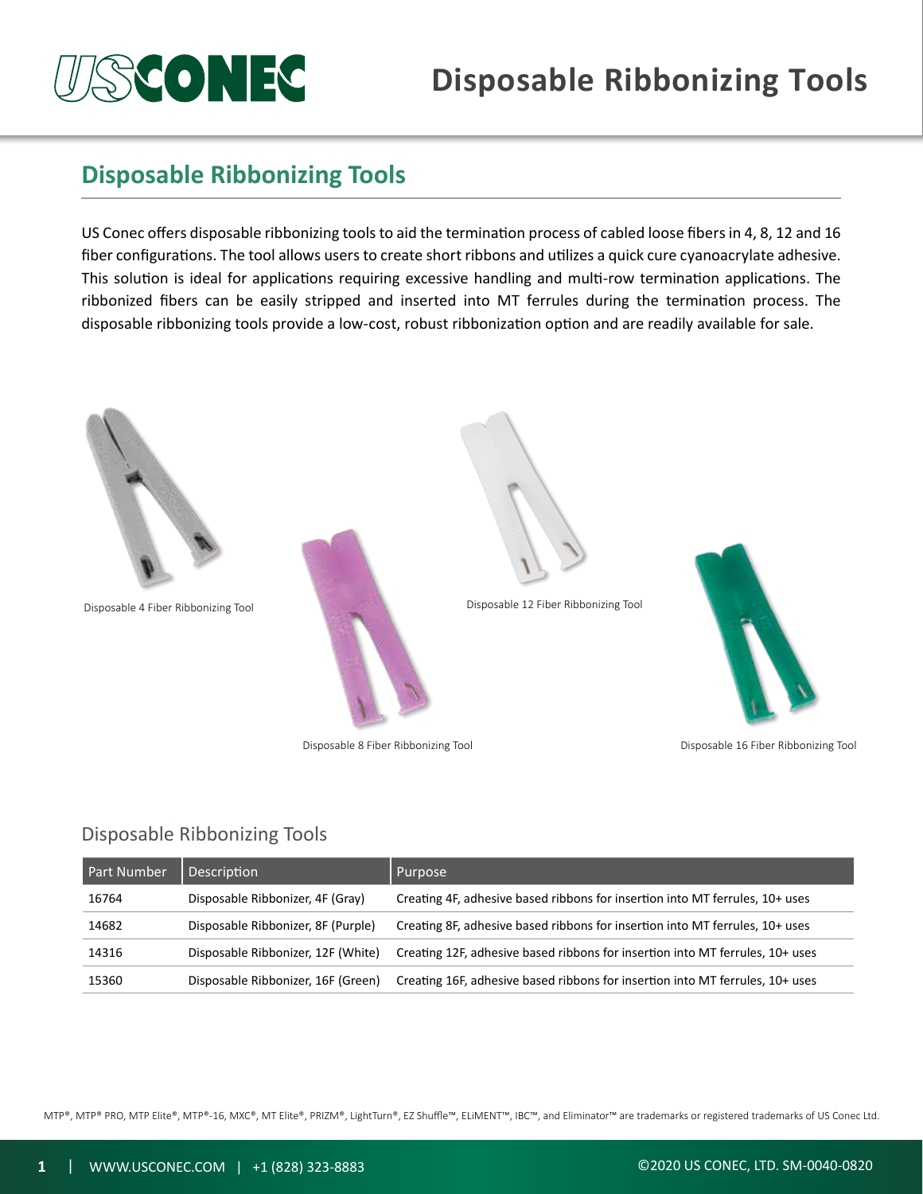# Disposable Ribbonizing Tools

## Disposable Ribbonizing Tools

US Conec offers disposable ribbonizing tools to aid the termination process of cabled loose fibers in 4, 8, 12 and 16 fiber configurations. The tool allows users to create short ribbons and utilizes a quick cure cyanoacrylate adhesive. This solution is ideal for applications requiring excessive handling and multi-row termination applications. The ribbonized fibers can be easily stripped and inserted into MT ferrules during the termination process. The disposable ribbonizing tools provide a low-cost, robust ribbonization option and are readily available for sale.

Disposable 4 Fiber Ribbonizing Tool

Disposable 8 Fiber Ribbonizing Tool

Disposable 12 Fiber Ribbonizing Tool

Disposable 16 Fiber Ribbonizing Tool

### Disposable Ribbonizing Tools

| Part Number | Description | Purpose |
| --- | --- | --- |
| 16764 | Disposable Ribbonizer, 4F (Gray) | Creating 4F, adhesive based ribbons for insertion into MT ferrules, 10+ uses |
| 14682 | Disposable Ribbonizer, 8F (Purple) | Creating 8F, adhesive based ribbons for insertion into MT ferrules, 10+ uses |
| 14316 | Disposable Ribbonizer, 12F (White) | Creating 12F, adhesive based ribbons for insertion into MT ferrules, 10+ uses |
| 15360 | Disposable Ribbonizer, 16F (Green) | Creating 16F, adhesive based ribbons for insertion into MT ferrules, 10+ uses |

MTP®, MTP® PRO, MTP Elite®, MTP®-16, MXC®, MT Elite®, PRIZM®, LightTurn®, EZ Shuffle™, ELiMENT™, IBC™, and Eliminator™ are trademarks or registered trademarks of US Conec Ltd.

WWW.USCONEC.COM | +1 (828) 323-8883

©2020 US CONEC, LTD. SM-0040-0820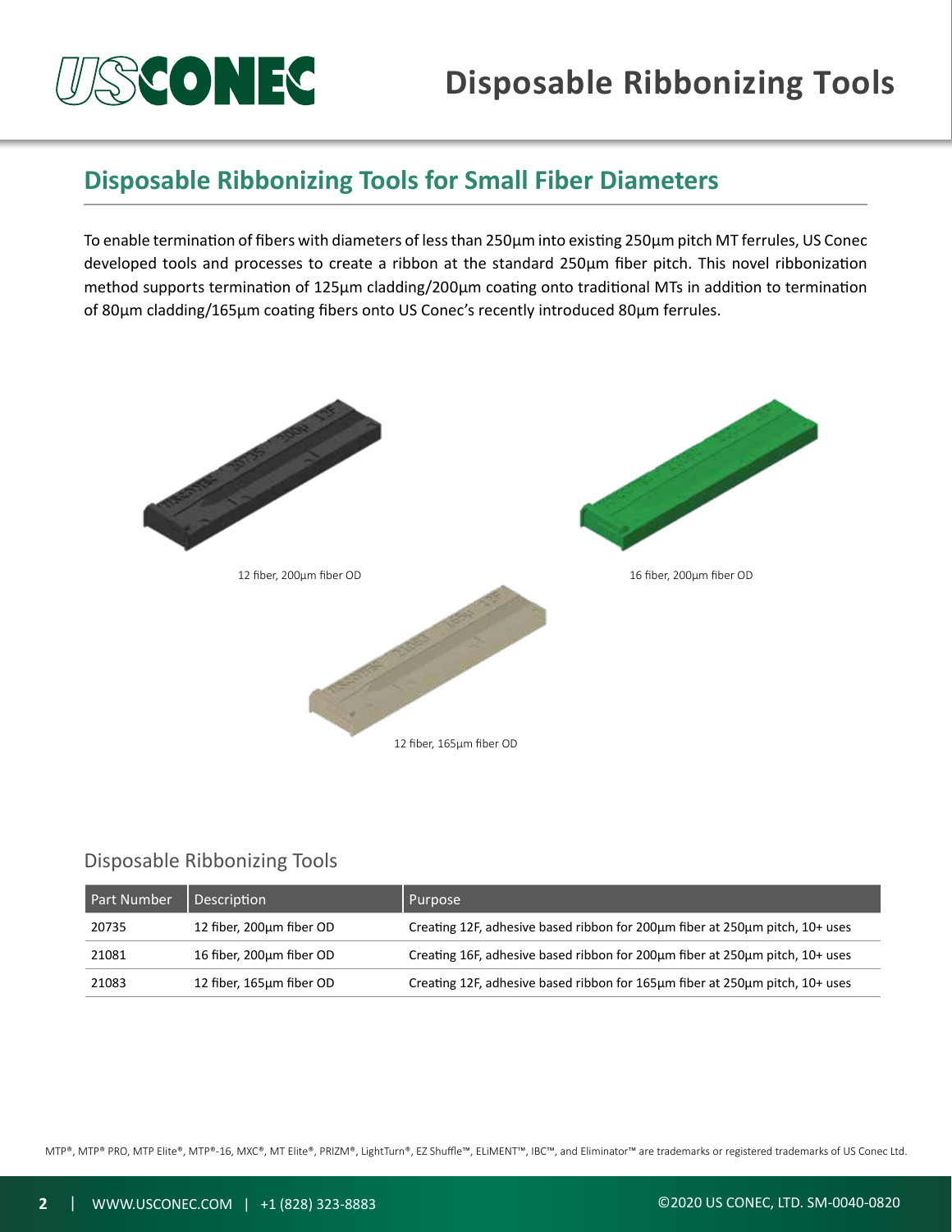# Disposable Ribbonizing Tools

## Disposable Ribbonizing Tools for Small Fiber Diameters

To enable termination of fibers with diameters of less than 250µm into existing 250µm pitch MT ferrules, US Conec developed tools and processes to create a ribbon at the standard 250µm fiber pitch. This novel ribbonization method supports termination of 125µm cladding/200µm coating onto traditional MTs in addition to termination of 80µm cladding/165µm coating fibers onto US Conec's recently introduced 80µm ferrules.

12 fiber, 200µm fiber OD

16 fiber, 200µm fiber OD

12 fiber, 165µm fiber OD

### Disposable Ribbonizing Tools

| Part Number | Description | Purpose |
|---|---|---|
| 20735 | 12 fiber, 200µm fiber OD | Creating 12F, adhesive based ribbon for 200µm fiber at 250µm pitch, 10+ uses |
| 21081 | 16 fiber, 200µm fiber OD | Creating 16F, adhesive based ribbon for 200µm fiber at 250µm pitch, 10+ uses |
| 21083 | 12 fiber, 165µm fiber OD | Creating 12F, adhesive based ribbon for 165µm fiber at 250µm pitch, 10+ uses |

MTP®, MTP® PRO, MTP Elite®, MTP®-16, MXC®, MT Elite®, PRIZM®, LightTurn®, EZ Shuffle™, ELiMENT™, IBC™, and Eliminator™ are trademarks or registered trademarks of US Conec Ltd.

WWW.USCONEC.COM | +1 (828) 323-8883

©2020 US CONEC, LTD. SM-0040-0820